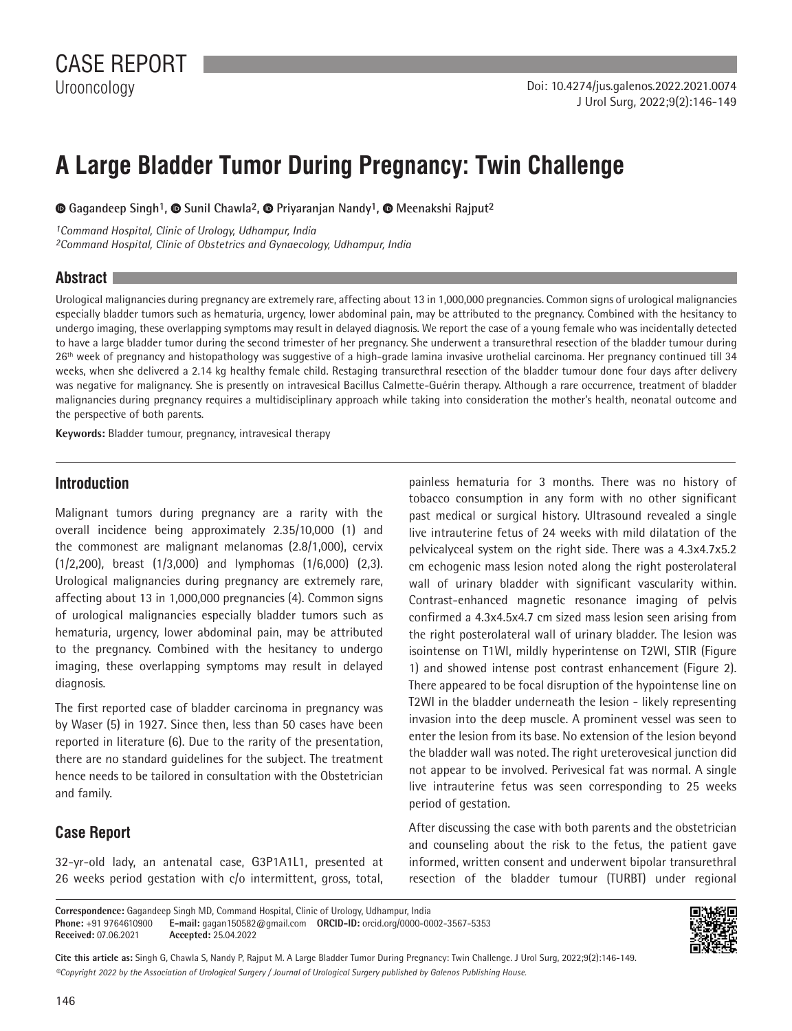# CASE REPORT

Urooncology

Doi: 10.4274/jus.galenos.2022.2021.0074

# A Large Bladder Tumor During Pregnancy: Twin Challenge

Gagandeep Singh[1], Sunil Chawla[2], Priyaranjan Nandy[1], Meenakshi Rajput[2]

*[1]Command Hospital, Clinic of Urology, Udhampur, India*
*[2]Command Hospital, Clinic of Obstetrics and Gynaecology, Udhampur, India*

## Abstract

Urological malignancies during pregnancy are extremely rare, affecting about 13 in 1,000,000 pregnancies. Common signs of urological malignancies especially bladder tumors such as hematuria, urgency, lower abdominal pain, may be attributed to the pregnancy. Combined with the hesitancy to undergo imaging, these overlapping symptoms may result in delayed diagnosis. We report the case of a young female who was incidentally detected to have a large bladder tumor during the second trimester of her pregnancy. She underwent a transurethral resection of the bladder tumour during 26th week of pregnancy and histopathology was suggestive of a high-grade lamina invasive urothelial carcinoma. Her pregnancy continued till 34 weeks, when she delivered a 2.14 kg healthy female child. Restaging transurethral resection of the bladder tumour done four days after delivery was negative for malignancy. She is presently on intravesical Bacillus Calmette-Guérin therapy. Although a rare occurrence, treatment of bladder malignancies during pregnancy requires a multidisciplinary approach while taking into consideration the mother's health, neonatal outcome and the perspective of both parents.

**Keywords:** Bladder tumour, pregnancy, intravesical therapy

## Introduction

Malignant tumors during pregnancy are a rarity with the overall incidence being approximately 2.35/10,000 (1) and the commonest are malignant melanomas (2.8/1,000), cervix (1/2,200), breast (1/3,000) and lymphomas (1/6,000) (2,3). Urological malignancies during pregnancy are extremely rare, affecting about 13 in 1,000,000 pregnancies (4). Common signs of urological malignancies especially bladder tumors such as hematuria, urgency, lower abdominal pain, may be attributed to the pregnancy. Combined with the hesitancy to undergo imaging, these overlapping symptoms may result in delayed diagnosis.

The first reported case of bladder carcinoma in pregnancy was by Waser (5) in 1927. Since then, less than 50 cases have been reported in literature (6). Due to the rarity of the presentation, there are no standard guidelines for the subject. The treatment hence needs to be tailored in consultation with the Obstetrician and family.

## Case Report

32-yr-old lady, an antenatal case, G3P1A1L1, presented at 26 weeks period gestation with c/o intermittent, gross, total, painless hematuria for 3 months. There was no history of tobacco consumption in any form with no other significant past medical or surgical history. Ultrasound revealed a single live intrauterine fetus of 24 weeks with mild dilatation of the pelvicalyceal system on the right side. There was a 4.3x4.7x5.2 cm echogenic mass lesion noted along the right posterolateral wall of urinary bladder with significant vascularity within. Contrast-enhanced magnetic resonance imaging of pelvis confirmed a 4.3x4.5x4.7 cm sized mass lesion seen arising from the right posterolateral wall of urinary bladder. The lesion was isointense on T1WI, mildly hyperintense on T2WI, STIR (Figure 1) and showed intense post contrast enhancement (Figure 2). There appeared to be focal disruption of the hypointense line on T2WI in the bladder underneath the lesion - likely representing invasion into the deep muscle. A prominent vessel was seen to enter the lesion from its base. No extension of the lesion beyond the bladder wall was noted. The right ureterovesical junction did not appear to be involved. Perivesical fat was normal. A single live intrauterine fetus was seen corresponding to 25 weeks period of gestation.

After discussing the case with both parents and the obstetrician and counseling about the risk to the fetus, the patient gave informed, written consent and underwent bipolar transurethral resection of the bladder tumour (TURBT) under regional

**Correspondence:** Gagandeep Singh MD, Command Hospital, Clinic of Urology, Udhampur, India
**Phone:** +91 9764610900 **E-mail:** gagan150582@gmail.com **ORCID-ID:** orcid.org/0000-0002-3567-5353
**Received:** 07.06.2021 **Accepted:** 25.04.2022

**Cite this article as:** Singh G, Chawla S, Nandy P, Rajput M. A Large Bladder Tumor During Pregnancy: Twin Challenge. J Urol Surg, 2022;9(2):146-149.

*©Copyright 2022 by the Association of Urological Surgery / Journal of Urological Surgery published by Galenos Publishing House.*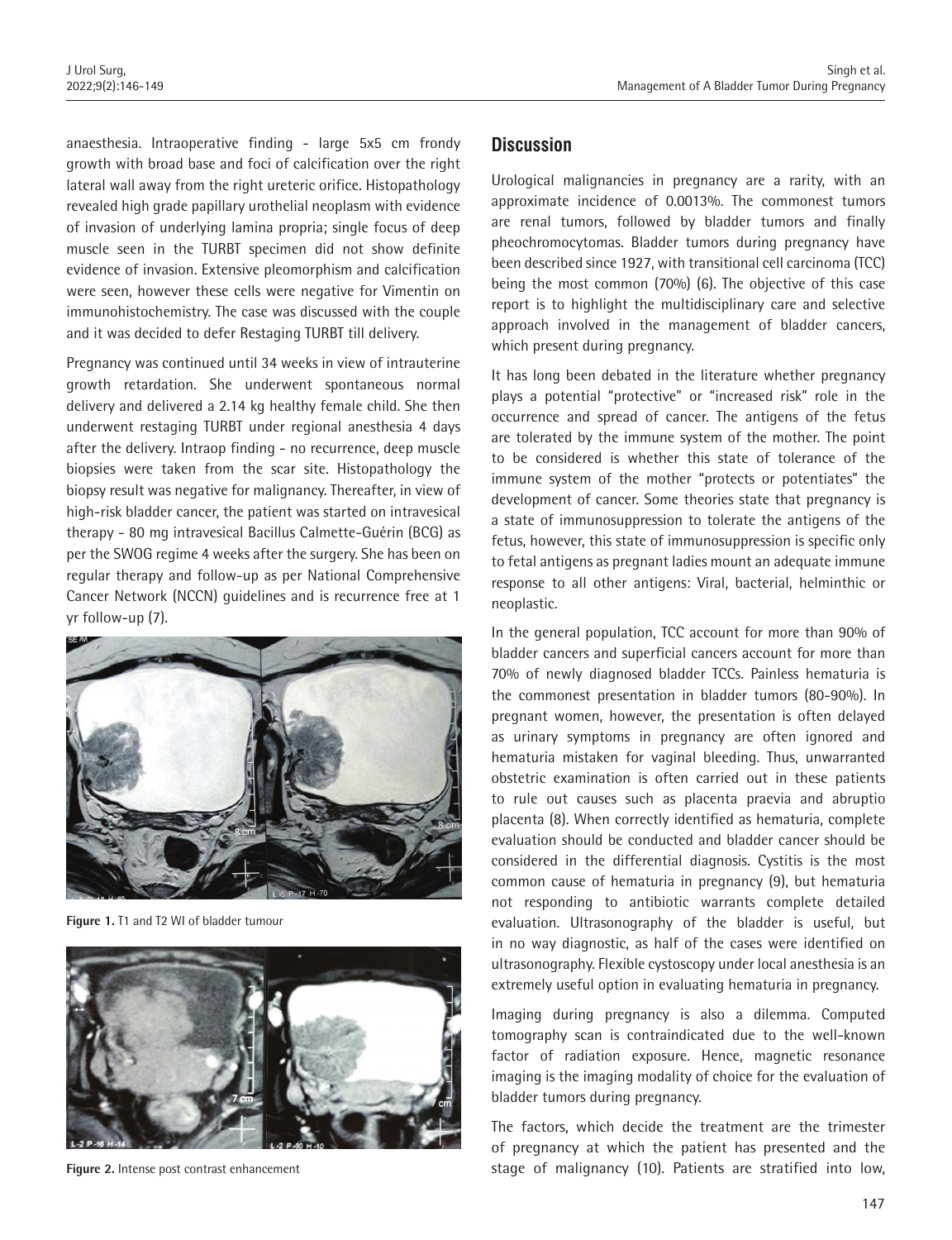anaesthesia. Intraoperative finding - large 5x5 cm frondy growth with broad base and foci of calcification over the right lateral wall away from the right ureteric orifice. Histopathology revealed high grade papillary urothelial neoplasm with evidence of invasion of underlying lamina propria; single focus of deep muscle seen in the TURBT specimen did not show definite evidence of invasion. Extensive pleomorphism and calcification were seen, however these cells were negative for Vimentin on immunohistochemistry. The case was discussed with the couple and it was decided to defer Restaging TURBT till delivery.

Pregnancy was continued until 34 weeks in view of intrauterine growth retardation. She underwent spontaneous normal delivery and delivered a 2.14 kg healthy female child. She then underwent restaging TURBT under regional anesthesia 4 days after the delivery. Intraop finding - no recurrence, deep muscle biopsies were taken from the scar site. Histopathology the biopsy result was negative for malignancy. Thereafter, in view of high-risk bladder cancer, the patient was started on intravesical therapy - 80 mg intravesical Bacillus Calmette-Guérin (BCG) as per the SWOG regime 4 weeks after the surgery. She has been on regular therapy and follow-up as per National Comprehensive Cancer Network (NCCN) guidelines and is recurrence free at 1 yr follow-up (7).

**Figure 1.** T1 and T2 WI of bladder tumour

**Figure 2.** Intense post contrast enhancement

## Discussion

Urological malignancies in pregnancy are a rarity, with an approximate incidence of 0.0013%. The commonest tumors are renal tumors, followed by bladder tumors and finally pheochromocytomas. Bladder tumors during pregnancy have been described since 1927, with transitional cell carcinoma (TCC) being the most common (70%) (6). The objective of this case report is to highlight the multidisciplinary care and selective approach involved in the management of bladder cancers, which present during pregnancy.

It has long been debated in the literature whether pregnancy plays a potential "protective" or "increased risk" role in the occurrence and spread of cancer. The antigens of the fetus are tolerated by the immune system of the mother. The point to be considered is whether this state of tolerance of the immune system of the mother "protects or potentiates" the development of cancer. Some theories state that pregnancy is a state of immunosuppression to tolerate the antigens of the fetus, however, this state of immunosuppression is specific only to fetal antigens as pregnant ladies mount an adequate immune response to all other antigens: Viral, bacterial, helminthic or neoplastic.

In the general population, TCC account for more than 90% of bladder cancers and superficial cancers account for more than 70% of newly diagnosed bladder TCCs. Painless hematuria is the commonest presentation in bladder tumors (80-90%). In pregnant women, however, the presentation is often delayed as urinary symptoms in pregnancy are often ignored and hematuria mistaken for vaginal bleeding. Thus, unwarranted obstetric examination is often carried out in these patients to rule out causes such as placenta praevia and abruptio placenta (8). When correctly identified as hematuria, complete evaluation should be conducted and bladder cancer should be considered in the differential diagnosis. Cystitis is the most common cause of hematuria in pregnancy (9), but hematuria not responding to antibiotic warrants complete detailed evaluation. Ultrasonography of the bladder is useful, but in no way diagnostic, as half of the cases were identified on ultrasonography. Flexible cystoscopy under local anesthesia is an extremely useful option in evaluating hematuria in pregnancy.

Imaging during pregnancy is also a dilemma. Computed tomography scan is contraindicated due to the well-known factor of radiation exposure. Hence, magnetic resonance imaging is the imaging modality of choice for the evaluation of bladder tumors during pregnancy.

The factors, which decide the treatment are the trimester of pregnancy at which the patient has presented and the stage of malignancy (10). Patients are stratified into low,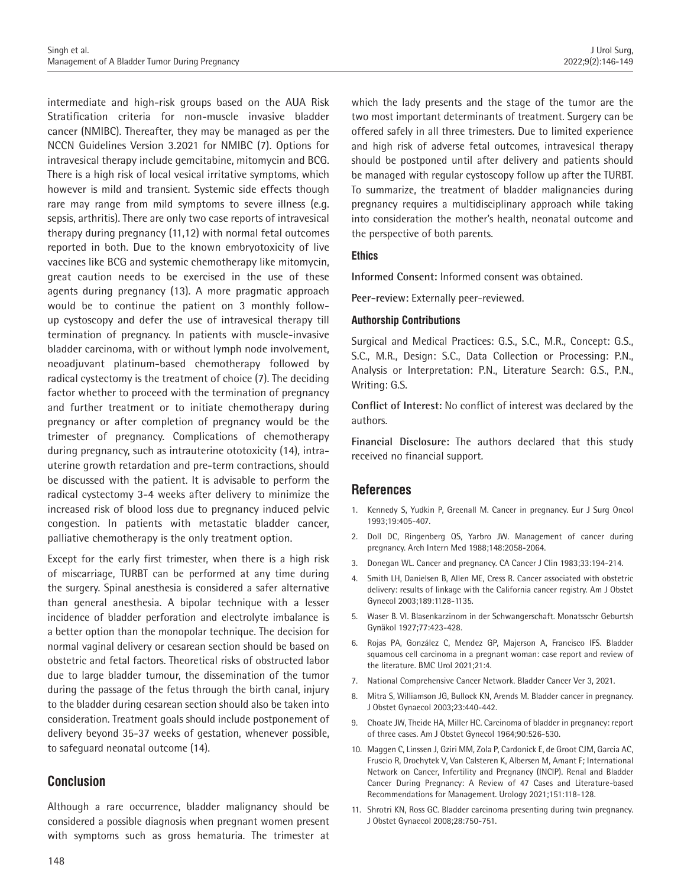intermediate and high-risk groups based on the AUA Risk Stratification criteria for non-muscle invasive bladder cancer (NMIBC). Thereafter, they may be managed as per the NCCN Guidelines Version 3.2021 for NMIBC (7). Options for intravesical therapy include gemcitabine, mitomycin and BCG. There is a high risk of local vesical irritative symptoms, which however is mild and transient. Systemic side effects though rare may range from mild symptoms to severe illness (e.g. sepsis, arthritis). There are only two case reports of intravesical therapy during pregnancy (11,12) with normal fetal outcomes reported in both. Due to the known embryotoxicity of live vaccines like BCG and systemic chemotherapy like mitomycin, great caution needs to be exercised in the use of these agents during pregnancy (13). A more pragmatic approach would be to continue the patient on 3 monthly follow-up cystoscopy and defer the use of intravesical therapy till termination of pregnancy. In patients with muscle-invasive bladder carcinoma, with or without lymph node involvement, neoadjuvant platinum-based chemotherapy followed by radical cystectomy is the treatment of choice (7). The deciding factor whether to proceed with the termination of pregnancy and further treatment or to initiate chemotherapy during pregnancy or after completion of pregnancy would be the trimester of pregnancy. Complications of chemotherapy during pregnancy, such as intrauterine ototoxicity (14), intra-uterine growth retardation and pre-term contractions, should be discussed with the patient. It is advisable to perform the radical cystectomy 3-4 weeks after delivery to minimize the increased risk of blood loss due to pregnancy induced pelvic congestion. In patients with metastatic bladder cancer, palliative chemotherapy is the only treatment option.

Except for the early first trimester, when there is a high risk of miscarriage, TURBT can be performed at any time during the surgery. Spinal anesthesia is considered a safer alternative than general anesthesia. A bipolar technique with a lesser incidence of bladder perforation and electrolyte imbalance is a better option than the monopolar technique. The decision for normal vaginal delivery or cesarean section should be based on obstetric and fetal factors. Theoretical risks of obstructed labor due to large bladder tumour, the dissemination of the tumor during the passage of the fetus through the birth canal, injury to the bladder during cesarean section should also be taken into consideration. Treatment goals should include postponement of delivery beyond 35-37 weeks of gestation, whenever possible, to safeguard neonatal outcome (14).

## Conclusion

Although a rare occurrence, bladder malignancy should be considered a possible diagnosis when pregnant women present with symptoms such as gross hematuria. The trimester at which the lady presents and the stage of the tumor are the two most important determinants of treatment. Surgery can be offered safely in all three trimesters. Due to limited experience and high risk of adverse fetal outcomes, intravesical therapy should be postponed until after delivery and patients should be managed with regular cystoscopy follow up after the TURBT. To summarize, the treatment of bladder malignancies during pregnancy requires a multidisciplinary approach while taking into consideration the mother's health, neonatal outcome and the perspective of both parents.

### Ethics

**Informed Consent:** Informed consent was obtained.

**Peer-review:** Externally peer-reviewed.

### Authorship Contributions

Surgical and Medical Practices: G.S., S.C., M.R., Concept: G.S., S.C., M.R., Design: S.C., Data Collection or Processing: P.N., Analysis or Interpretation: P.N., Literature Search: G.S., P.N., Writing: G.S.

**Conflict of Interest:** No conflict of interest was declared by the authors.

**Financial Disclosure:** The authors declared that this study received no financial support.

## References

1. Kennedy S, Yudkin P, Greenall M. Cancer in pregnancy. Eur J Surg Oncol 1993;19:405-407.
2. Doll DC, Ringenberg QS, Yarbro JW. Management of cancer during pregnancy. Arch Intern Med 1988;148:2058-2064.
3. Donegan WL. Cancer and pregnancy. CA Cancer J Clin 1983;33:194-214.
4. Smith LH, Danielsen B, Allen ME, Cress R. Cancer associated with obstetric delivery: results of linkage with the California cancer registry. Am J Obstet Gynecol 2003;189:1128-1135.
5. Waser B. VI. Blasenkarzinom in der Schwangerschaft. Monatsschr Geburtsh Gynäkol 1927;77:423-428.
6. Rojas PA, González C, Mendez GP, Majerson A, Francisco IFS. Bladder squamous cell carcinoma in a pregnant woman: case report and review of the literature. BMC Urol 2021;21:4.
7. National Comprehensive Cancer Network. Bladder Cancer Ver 3, 2021.
8. Mitra S, Williamson JG, Bullock KN, Arends M. Bladder cancer in pregnancy. J Obstet Gynaecol 2003;23:440-442.
9. Choate JW, Theide HA, Miller HC. Carcinoma of bladder in pregnancy: report of three cases. Am J Obstet Gynecol 1964;90:526-530.
10. Maggen C, Linssen J, Gziri MM, Zola P, Cardonick E, de Groot CJM, Garcia AC, Fruscio R, Drochytek V, Van Calsteren K, Albersen M, Amant F; International Network on Cancer, Infertility and Pregnancy (INCIP). Renal and Bladder Cancer During Pregnancy: A Review of 47 Cases and Literature-based Recommendations for Management. Urology 2021;151:118-128.
11. Shrotri KN, Ross GC. Bladder carcinoma presenting during twin pregnancy. J Obstet Gynaecol 2008;28:750-751.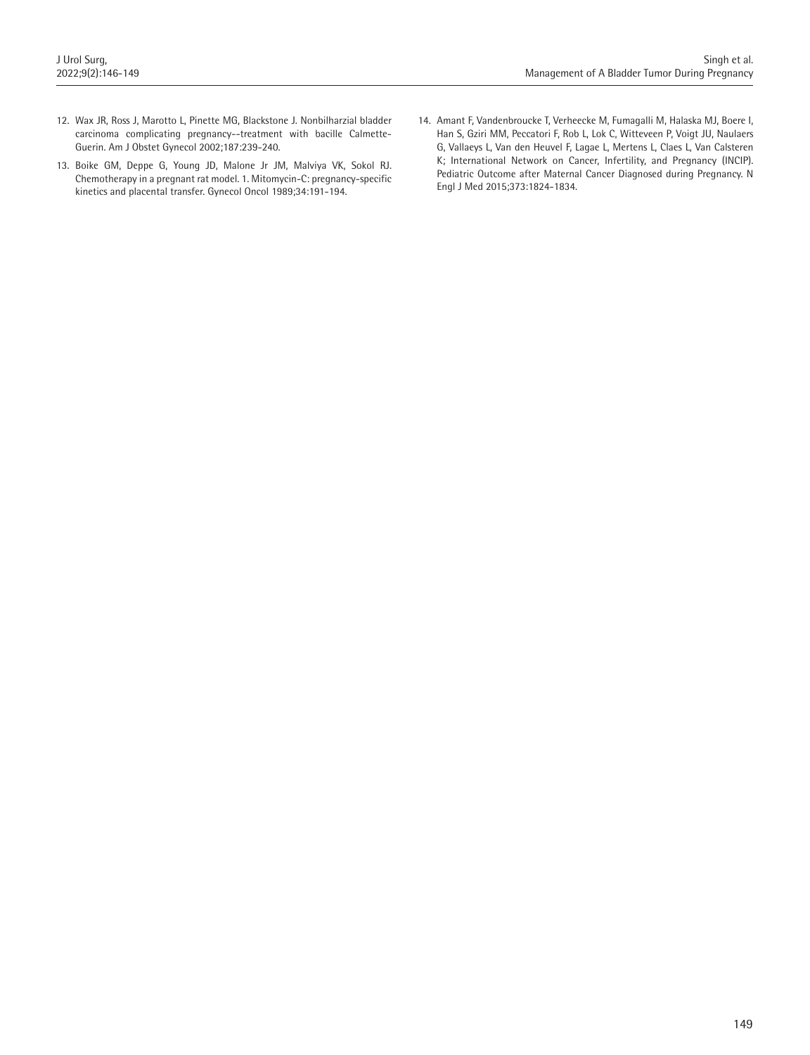12. Wax JR, Ross J, Marotto L, Pinette MG, Blackstone J. Nonbilharzial bladder carcinoma complicating pregnancy--treatment with bacille Calmette-Guerin. Am J Obstet Gynecol 2002;187:239-240.

13. Boike GM, Deppe G, Young JD, Malone Jr JM, Malviya VK, Sokol RJ. Chemotherapy in a pregnant rat model. 1. Mitomycin-C: pregnancy-specific kinetics and placental transfer. Gynecol Oncol 1989;34:191-194.

14. Amant F, Vandenbroucke T, Verheecke M, Fumagalli M, Halaska MJ, Boere I, Han S, Gziri MM, Peccatori F, Rob L, Lok C, Witteveen P, Voigt JU, Naulaers G, Vallaeys L, Van den Heuvel F, Lagae L, Mertens L, Claes L, Van Calsteren K; International Network on Cancer, Infertility, and Pregnancy (INCIP). Pediatric Outcome after Maternal Cancer Diagnosed during Pregnancy. N Engl J Med 2015;373:1824-1834.